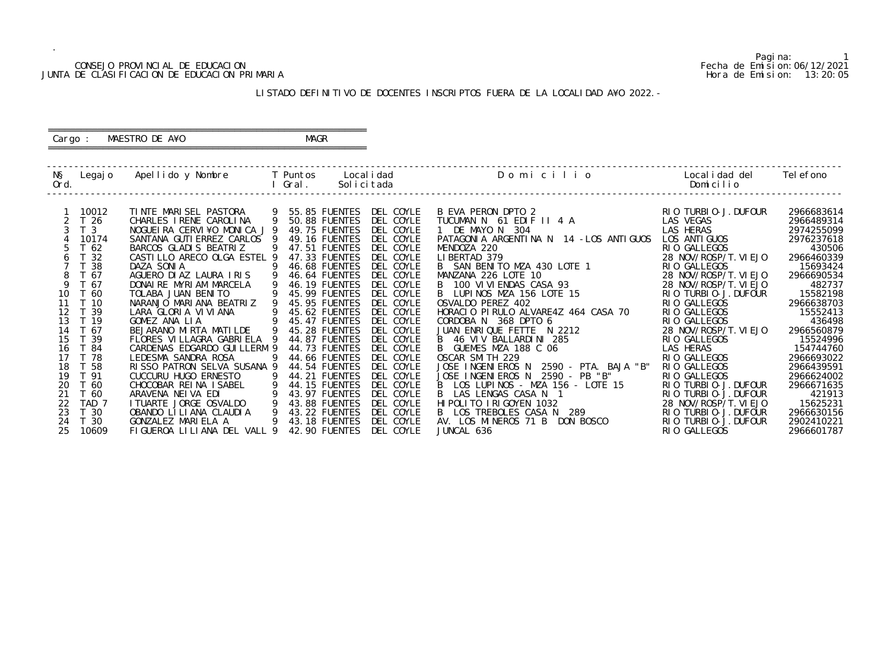CONSEJO PROVINCIAL DE EDUCACION
JUNTA DE CLASIFICACION DE EDUCACION PRIMARIA

Fecha de Emision: 06/12/2021
Hora de Emision: 13:20:05

LISTADO DEFINITIVO DE DOCENTES INSCRIPTOS FUERA DE LA LOCALIDAD A¥O 2022.-

Cargo : MAESTRO DE A¥O MAGR

| N§ Ord. | Legajo | Apellido y Nombre | T I | Puntos Gral. | Localidad Solicitada | Domicilio | Localidad del Domicilio | Telefono |
|---|---|---|---|---|---|---|---|---|
| 1 | 10012 | TINTE MARISEL PASTORA | 9 | 55.85 | FUENTES DEL COYLE | B EVA PERON DPTO 2 | RIO TURBIO-J.DUFOUR | 2966683614 |
| 2 | T 26 | CHARLES IRENE CAROLINA | 9 | 50.88 | FUENTES DEL COYLE | TUCUMAN N 61 EDIF II 4 A | LAS VEGAS | 2966489314 |
| 3 | T 3 | NOGUEIRA CERVI¥O MONICA J | 9 | 49.75 | FUENTES DEL COYLE | 1 DE MAYO N 304 | LAS HERAS | 2974255099 |
| 4 | 10174 | SANTANA GUTIERREZ CARLOS | 9 | 49.16 | FUENTES DEL COYLE | PATAGONIA ARGENTINA N 14 -LOS ANTIGUOS | LOS ANTIGUOS | 2976237618 |
| 5 | T 62 | BARCOS GLADIS BEATRIZ | 9 | 47.51 | FUENTES DEL COYLE | MENDOZA 220 | RIO GALLEGOS | 430506 |
| 6 | T 32 | CASTILLO ARECO OLGA ESTEL | 9 | 47.33 | FUENTES DEL COYLE | LIBERTAD 379 | 28 NOV/ROSP/T.VIEJO | 2966460339 |
| 7 | T 38 | DAZA SONIA | 9 | 46.68 | FUENTES DEL COYLE | B SAN BENITO MZA 430 LOTE 1 | RIO GALLEGOS | 15693424 |
| 8 | T 67 | AGUERO DIAZ LAURA IRIS | 9 | 46.64 | FUENTES DEL COYLE | MANZANA 226 LOTE 10 | 28 NOV/ROSP/T.VIEJO | 2966690534 |
| 9 | T 67 | DONAIRE MYRIAM MARCELA | 9 | 46.19 | FUENTES DEL COYLE | B 100 VIVIENDAS CASA 93 | 28 NOV/ROSP/T.VIEJO | 482737 |
| 10 | T 60 | TOLABA JUAN BENITO | 9 | 45.99 | FUENTES DEL COYLE | B LUPINOS MZA 156 LOTE 15 | RIO TURBIO-J.DUFOUR | 15582198 |
| 11 | T 10 | NARANJO MARIANA BEATRIZ | 9 | 45.95 | FUENTES DEL COYLE | OSVALDO PEREZ 402 | RIO GALLEGOS | 2966638703 |
| 12 | T 39 | LARA GLORIA VIVIANA | 9 | 45.62 | FUENTES DEL COYLE | HORACIO PIRULO ALVARE4Z 464 CASA 70 | RIO GALLEGOS | 15552413 |
| 13 | T 19 | GOMEZ ANA LIA | 9 | 45.47 | FUENTES DEL COYLE | CORDOBA N 368 DPTO 6 | RIO GALLEGOS | 436498 |
| 14 | T 67 | BEJARANO MIRTA MATILDE | 9 | 45.28 | FUENTES DEL COYLE | JUAN ENRIQUE FETTE N 2212 | 28 NOV/ROSP/T.VIEJO | 2966560879 |
| 15 | T 39 | FLORES VILLAGRA GABRIELA | 9 | 44.87 | FUENTES DEL COYLE | B 46 VIV BALLARDINI 285 | RIO GALLEGOS | 15524996 |
| 16 | T 84 | CARDENAS EDGARDO GUILLERM | 9 | 44.73 | FUENTES DEL COYLE | B GUEMES MZA 188 C 06 | LAS HERAS | 154744760 |
| 17 | T 78 | LEDESMA SANDRA ROSA | 9 | 44.66 | FUENTES DEL COYLE | OSCAR SMITH 229 | RIO GALLEGOS | 2966693022 |
| 18 | T 58 | RISSO PATRON SELVA SUSANA | 9 | 44.54 | FUENTES DEL COYLE | JOSE INGENIEROS N 2590 - PTA. BAJA "B" | RIO GALLEGOS | 2966439591 |
| 19 | T 91 | CUCCURU HUGO ERNESTO | 9 | 44.21 | FUENTES DEL COYLE | JOSE INGENIEROS N 2590 - PB "B" | RIO GALLEGOS | 2966624002 |
| 20 | T 60 | CHOCOBAR REINA ISABEL | 9 | 44.15 | FUENTES DEL COYLE | B LOS LUPINOS - MZA 156 - LOTE 15 | RIO TURBIO-J.DUFOUR | 2966671635 |
| 21 | T 60 | ARAVENA NEIVA EDI | 9 | 43.97 | FUENTES DEL COYLE | B LAS LENGAS CASA N 1 | RIO TURBIO-J.DUFOUR | 421913 |
| 22 | TAD 7 | ITUARTE JORGE OSVALDO | 9 | 43.88 | FUENTES DEL COYLE | HIPOLITO IRIGOYEN 1032 | 28 NOV/ROSP/T.VIEJO | 15625231 |
| 23 | T 30 | OBANDO LILIANA CLAUDIA | 9 | 43.22 | FUENTES DEL COYLE | B LOS TREBOLES CASA N 289 | RIO TURBIO-J.DUFOUR | 2966630156 |
| 24 | T 30 | GONZALEZ MARIELA A | 9 | 43.18 | FUENTES DEL COYLE | AV. LOS MINEROS 71 B DON BOSCO | RIO TURBIO-J.DUFOUR | 2902410221 |
| 25 | 10609 | FIGUEROA LILIANA DEL VALL | 9 | 42.90 | FUENTES DEL COYLE | JUNCAL 636 | RIO GALLEGOS | 2966601787 |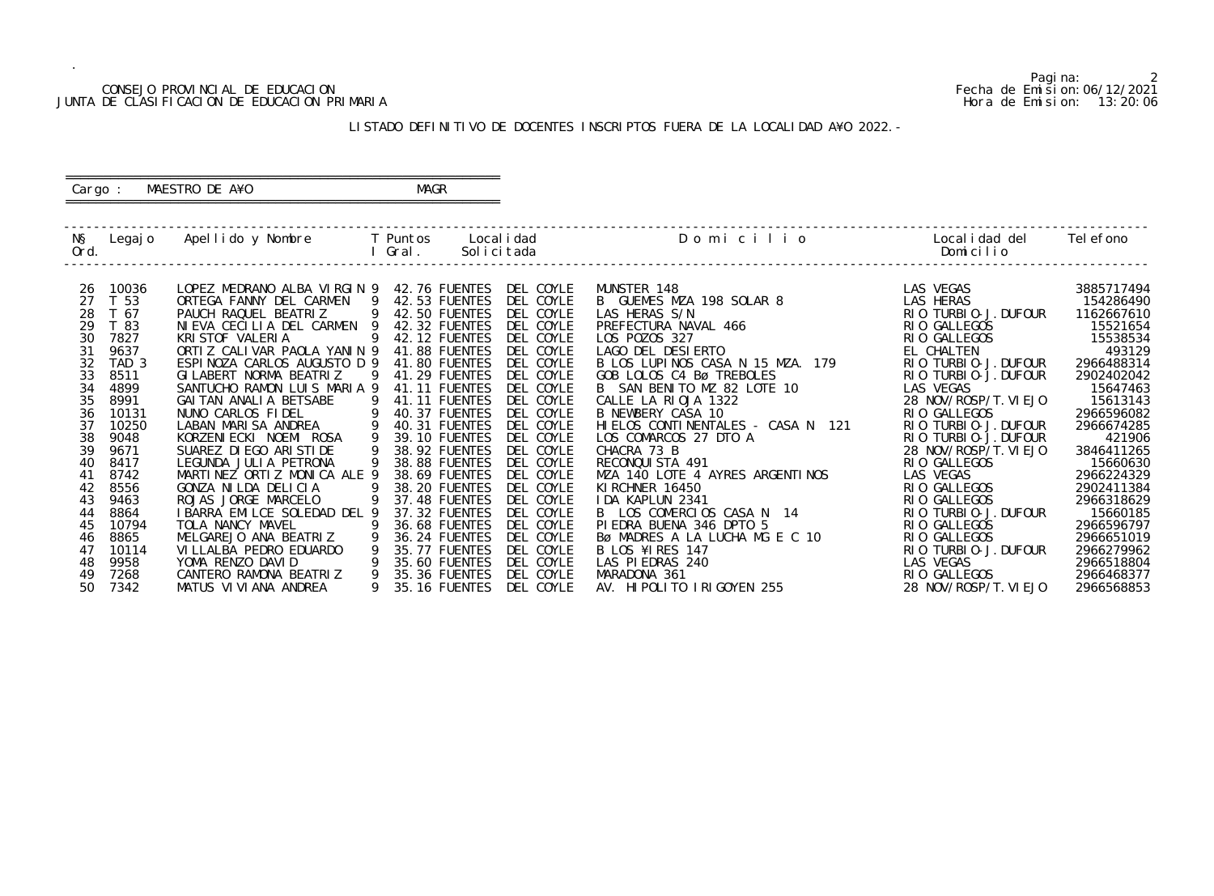CONSEJO PROVINCIAL DE EDUCACION
JUNTA DE CLASIFICACION DE EDUCACION PRIMARIA

Fecha de Emision: 06/12/2021
Hora de Emision: 13:20:06

LISTADO DEFINITIVO DE DOCENTES INSCRIPTOS FUERA DE LA LOCALIDAD A¥O 2022.-

Cargo : MAESTRO DE A¥O MAGR

| N§ Ord. | Legajo | Apellido y Nombre | T I | Puntos Gral. | Localidad Solicitada | Domicilio | Localidad del Domicilio | Telefono |
|---|---|---|---|---|---|---|---|---|
| 26 | 10036 | LOPEZ MEDRANO ALBA VIRGIN | 9 | 42.76 | FUENTES DEL COYLE | MUNSTER 148 | LAS VEGAS | 3885717494 |
| 27 | T 53 | ORTEGA FANNY DEL CARMEN | 9 | 42.53 | FUENTES DEL COYLE | B GUEMES MZA 198 SOLAR 8 | LAS HERAS | 154286490 |
| 28 | T 67 | PAUCH RAQUEL BEATRIZ | 9 | 42.50 | FUENTES DEL COYLE | LAS HERAS S/N | RIO TURBIO-J.DUFOUR | 1162667610 |
| 29 | T 83 | NIEVA CECILIA DEL CARMEN | 9 | 42.32 | FUENTES DEL COYLE | PREFECTURA NAVAL 466 | RIO GALLEGOS | 15521654 |
| 30 | 7827 | KRISTOF VALERIA | 9 | 42.12 | FUENTES DEL COYLE | LOS POZOS 327 | RIO GALLEGOS | 15538534 |
| 31 | 9637 | ORTIZ CALIVAR PAOLA YANIN | 9 | 41.88 | FUENTES DEL COYLE | LAGO DEL DESIERTO | EL CHALTEN | 493129 |
| 32 | TAD 3 | ESPINOZA CARLOS AUGUSTO D | 9 | 41.80 | FUENTES DEL COYLE | B LOS LUPINOS CASA N 15 MZA. 179 | RIO TURBIO-J.DUFOUR | 2966488314 |
| 33 | 8511 | GILABERT NORMA BEATRIZ | 9 | 41.29 | FUENTES DEL COYLE | GOB LOLOS C4 Bø TREBOLES | RIO TURBIO-J.DUFOUR | 2902402042 |
| 34 | 4899 | SANTUCHO RAMON LUIS MARIA | 9 | 41.11 | FUENTES DEL COYLE | B SAN BENITO MZ 82 LOTE 10 | LAS VEGAS | 15647463 |
| 35 | 8991 | GAITAN ANALIA BETSABE | 9 | 41.11 | FUENTES DEL COYLE | CALLE LA RIOJA 1322 | 28 NOV/ROSP/T.VIEJO | 15613143 |
| 36 | 10131 | NUNO CARLOS FIDEL | 9 | 40.37 | FUENTES DEL COYLE | B NEWBERY CASA 10 | RIO GALLEGOS | 2966596082 |
| 37 | 10250 | LABAN MARISA ANDREA | 9 | 40.31 | FUENTES DEL COYLE | HIELOS CONTINENTALES - CASA N 121 | RIO TURBIO-J.DUFOUR | 2966674285 |
| 38 | 9048 | KORZENIECKI NOEMI ROSA | 9 | 39.10 | FUENTES DEL COYLE | LOS COMARCOS 27 DTO A | RIO TURBIO-J.DUFOUR | 421906 |
| 39 | 9671 | SUAREZ DIEGO ARISTIDE | 9 | 38.92 | FUENTES DEL COYLE | CHACRA 73 B | 28 NOV/ROSP/T.VIEJO | 3846411265 |
| 40 | 8417 | LEGUNDA JULIA PETRONA | 9 | 38.88 | FUENTES DEL COYLE | RECONQUISTA 491 | RIO GALLEGOS | 15660630 |
| 41 | 8742 | MARTINEZ ORTIZ MONICA ALE | 9 | 38.69 | FUENTES DEL COYLE | MZA 140 LOTE 4 AYRES ARGENTINOS | LAS VEGAS | 2966224329 |
| 42 | 8556 | GONZA NILDA DELICIA | 9 | 38.20 | FUENTES DEL COYLE | KIRCHNER 16450 | RIO GALLEGOS | 2902411384 |
| 43 | 9463 | ROJAS JORGE MARCELO | 9 | 37.48 | FUENTES DEL COYLE | IDA KAPLUN 2341 | RIO GALLEGOS | 2966318629 |
| 44 | 8864 | IBARRA EMILCE SOLEDAD DEL | 9 | 37.32 | FUENTES DEL COYLE | B LOS COMERCIOS CASA N 14 | RIO TURBIO-J.DUFOUR | 15660185 |
| 45 | 10794 | TOLA NANCY MAVEL | 9 | 36.68 | FUENTES DEL COYLE | PIEDRA BUENA 346 DPTO 5 | RIO GALLEGOS | 2966596797 |
| 46 | 8865 | MELGAREJO ANA BEATRIZ | 9 | 36.24 | FUENTES DEL COYLE | Bø MADRES A LA LUCHA MG E C 10 | RIO GALLEGOS | 2966651019 |
| 47 | 10114 | VILLALBA PEDRO EDUARDO | 9 | 35.77 | FUENTES DEL COYLE | B LOS ¥IRES 147 | RIO TURBIO-J.DUFOUR | 2966279962 |
| 48 | 9958 | YOMA RENZO DAVID | 9 | 35.60 | FUENTES DEL COYLE | LAS PIEDRAS 240 | LAS VEGAS | 2966518804 |
| 49 | 7268 | CANTERO RAMONA BEATRIZ | 9 | 35.36 | FUENTES DEL COYLE | MARADONA 361 | RIO GALLEGOS | 2966468377 |
| 50 | 7342 | MATUS VIVIANA ANDREA | 9 | 35.16 | FUENTES DEL COYLE | AV. HIPOLITO IRIGOYEN 255 | 28 NOV/ROSP/T.VIEJO | 2966568853 |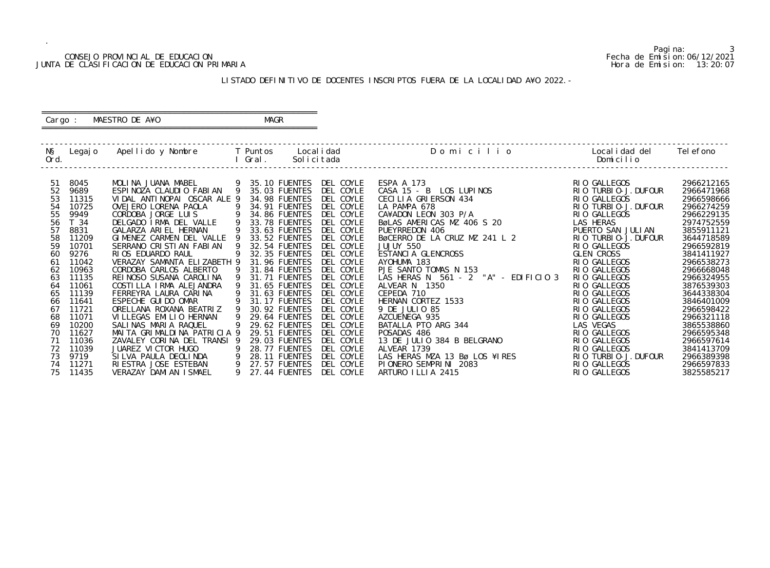CONSEJO PROVINCIAL DE EDUCACION
JUNTA DE CLASIFICACION DE EDUCACION PRIMARIA

Pagina: 3
Fecha de Emision: 06/12/2021
Hora de Emision: 13:20:07

## LISTADO DEFINITIVO DE DOCENTES INSCRIPTOS FUERA DE LA LOCALIDAD A¥O 2022.-

Cargo : MAESTRO DE A¥O    MAGR

| N§ Ord. | Legajo | Apellido y Nombre | T I | Puntos Gral. | Localidad Solicitada | Domicilio | Localidad del Domicilio | Telefono |
|---|---|---|---|---|---|---|---|---|
| 51 | 8045 | MOLINA JUANA MABEL | 9 | 35.10 | FUENTES DEL COYLE | ESPA A 173 | RIO GALLEGOS | 2966212165 |
| 52 | 9689 | ESPINOZA CLAUDIO FABIAN | 9 | 35.03 | FUENTES DEL COYLE | CASA 15 - B LOS LUPINOS | RIO TURBIO-J.DUFOUR | 2966471968 |
| 53 | 11315 | VIDAL ANTINOPAI OSCAR ALE | 9 | 34.98 | FUENTES DEL COYLE | CECILIA GRIERSON 434 | RIO GALLEGOS | 2966598666 |
| 54 | 10725 | OVEJERO LORENA PAOLA | 9 | 34.91 | FUENTES DEL COYLE | LA PAMPA 678 | RIO TURBIO-J.DUFOUR | 2966274259 |
| 55 | 9949 | CORDOBA JORGE LUIS | 9 | 34.86 | FUENTES DEL COYLE | CA¥ADON LEON 303 P/A | RIO GALLEGOS | 2966229135 |
| 56 | T 34 | DELGADO IRMA DEL VALLE | 9 | 33.78 | FUENTES DEL COYLE | BøLAS AMERICAS MZ 406 S 20 | LAS HERAS | 2974752559 |
| 57 | 8831 | GALARZA ARIEL HERNAN | 9 | 33.63 | FUENTES DEL COYLE | PUEYRREDON 406 | PUERTO SAN JULIAN | 3855911121 |
| 58 | 11209 | GIMENEZ CARMEN DEL VALLE | 9 | 33.52 | FUENTES DEL COYLE | BøCERRO DE LA CRUZ MZ 241 L 2 | RIO TURBIO-J.DUFOUR | 3644718589 |
| 59 | 10701 | SERRANO CRISTIAN FABIAN | 9 | 32.54 | FUENTES DEL COYLE | JUJUY 550 | RIO GALLEGOS | 2966592819 |
| 60 | 9276 | RIOS EDUARDO RAUL | 9 | 32.35 | FUENTES DEL COYLE | ESTANCIA GLENCROSS | GLEN CROSS | 3841411927 |
| 61 | 11042 | VERAZAY SAMANTA ELIZABETH | 9 | 31.96 | FUENTES DEL COYLE | AYOHUMA 183 | RIO GALLEGOS | 2966538273 |
| 62 | 10963 | CORDOBA CARLOS ALBERTO | 9 | 31.84 | FUENTES DEL COYLE | PJE SANTO TOMAS N 153 | RIO GALLEGOS | 2966668048 |
| 63 | 11135 | REINOSO SUSANA CAROLINA | 9 | 31.71 | FUENTES DEL COYLE | LAS HERAS N 561 - 2 "A" - EDIFICIO 3 | RIO GALLEGOS | 2966324955 |
| 64 | 11061 | COSTILLA IRMA ALEJANDRA | 9 | 31.65 | FUENTES DEL COYLE | ALVEAR N 1350 | RIO GALLEGOS | 3876539303 |
| 65 | 11139 | FERREYRA LAURA CARINA | 9 | 31.63 | FUENTES DEL COYLE | CEPEDA 710 | RIO GALLEGOS | 3644338304 |
| 66 | 11641 | ESPECHE GUIDO OMAR | 9 | 31.17 | FUENTES DEL COYLE | HERNAN CORTEZ 1533 | RIO GALLEGOS | 3846401009 |
| 67 | 11721 | ORELLANA ROXANA BEATRIZ | 9 | 30.92 | FUENTES DEL COYLE | 9 DE JULIO 85 | RIO GALLEGOS | 2966598422 |
| 68 | 11071 | VILLEGAS EMILIO HERNAN | 9 | 29.64 | FUENTES DEL COYLE | AZCUENEGA 935 | RIO GALLEGOS | 2966321118 |
| 69 | 10200 | SALINAS MARIA RAQUEL | 9 | 29.62 | FUENTES DEL COYLE | BATALLA PTO ARG 344 | LAS VEGAS | 3865538860 |
| 70 | 11627 | MAITA GRIMALDINA PATRICIA | 9 | 29.51 | FUENTES DEL COYLE | POSADAS 486 | RIO GALLEGOS | 2966595348 |
| 71 | 11036 | ZAVALEY CORINA DEL TRANSI | 9 | 29.03 | FUENTES DEL COYLE | 13 DE JULIO 384 B BELGRANO | RIO GALLEGOS | 2966597614 |
| 72 | 11039 | JUAREZ VICTOR HUGO | 9 | 28.77 | FUENTES DEL COYLE | ALVEAR 1739 | RIO GALLEGOS | 3841413709 |
| 73 | 9719 | SILVA PAULA DEOLINDA | 9 | 28.11 | FUENTES DEL COYLE | LAS HERAS MZA 13 Bø LOS ¥IRES | RIO TURBIO-J.DUFOUR | 2966389398 |
| 74 | 11271 | RIESTRA JOSE ESTEBAN | 9 | 27.57 | FUENTES DEL COYLE | PIONERO SEMPRINI 2083 | RIO GALLEGOS | 2966597833 |
| 75 | 11435 | VERAZAY DAMIAN ISMAEL | 9 | 27.44 | FUENTES DEL COYLE | ARTURO ILLIA 2415 | RIO GALLEGOS | 3825585217 |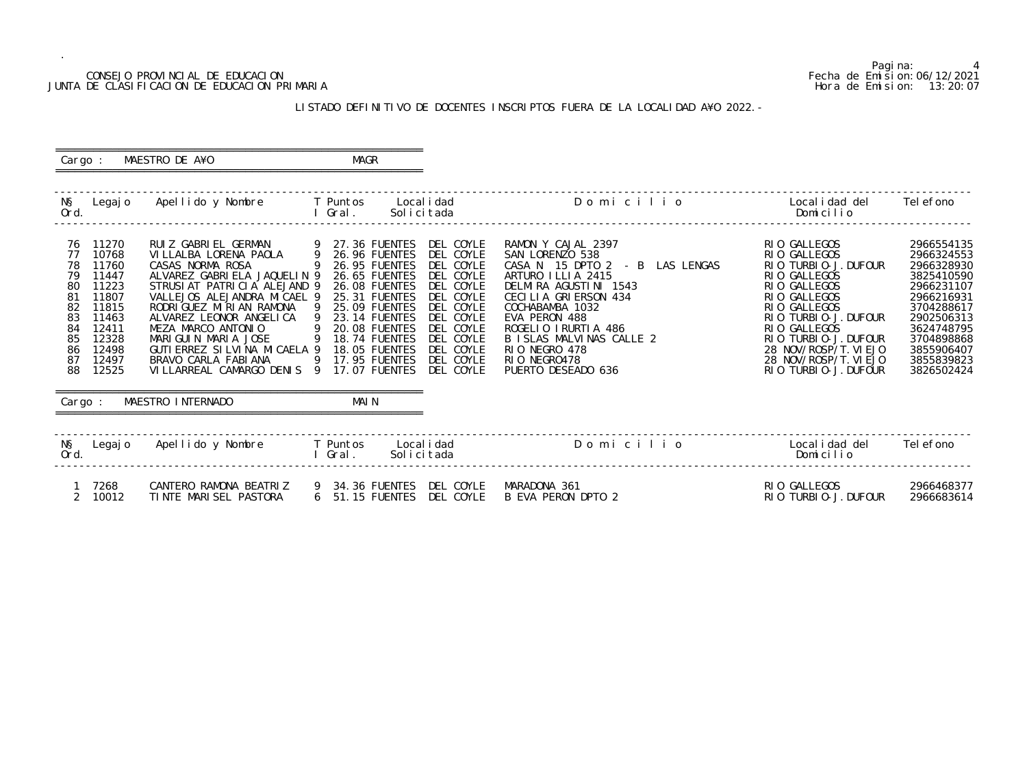CONSEJO PROVINCIAL DE EDUCACION
JUNTA DE CLASIFICACION DE EDUCACION PRIMARIA

Fecha de Emision: 06/12/2021
Hora de Emision: 13:20:07

## LISTADO DEFINITIVO DE DOCENTES INSCRIPTOS FUERA DE LA LOCALIDAD A¥O 2022.-

Cargo : MAESTRO DE A¥O — MAGR

| N§ Ord. | Legajo | Apellido y Nombre | T I | Puntos Gral. | Localidad Solicitada | Domicilio | Localidad del Domicilio | Telefono |
|---|---|---|---|---|---|---|---|---|
| 76 | 11270 | RUIZ GABRIEL GERMAN | 9 | 27.36 | FUENTES DEL COYLE | RAMON Y CAJAL 2397 | RIO GALLEGOS | 2966554135 |
| 77 | 10768 | VILLALBA LORENA PAOLA | 9 | 26.96 | FUENTES DEL COYLE | SAN LORENZO 538 | RIO GALLEGOS | 2966324553 |
| 78 | 11760 | CASAS NORMA ROSA | 9 | 26.95 | FUENTES DEL COYLE | CASA N 15 DPTO 2 - B LAS LENGAS | RIO TURBIO-J.DUFOUR | 2966328930 |
| 79 | 11447 | ALVAREZ GABRIELA JAQUELIN | 9 | 26.65 | FUENTES DEL COYLE | ARTURO ILLIA 2415 | RIO GALLEGOS | 3825410590 |
| 80 | 11223 | STRUSIAT PATRICIA ALEJAND | 9 | 26.08 | FUENTES DEL COYLE | DELMIRA AGUSTINI 1543 | RIO GALLEGOS | 2966231107 |
| 81 | 11807 | VALLEJOS ALEJANDRA MICAEL | 9 | 25.31 | FUENTES DEL COYLE | CECILIA GRIERSON 434 | RIO GALLEGOS | 2966216931 |
| 82 | 11815 | RODRIGUEZ MIRIAN RAMONA | 9 | 25.09 | FUENTES DEL COYLE | COCHABAMBA 1032 | RIO GALLEGOS | 3704288617 |
| 83 | 11463 | ALVAREZ LEONOR ANGELICA | 9 | 23.14 | FUENTES DEL COYLE | EVA PERON 488 | RIO TURBIO-J.DUFOUR | 2902506313 |
| 84 | 12411 | MEZA MARCO ANTONIO | 9 | 20.08 | FUENTES DEL COYLE | ROGELIO IRURTIA 486 | RIO GALLEGOS | 3624748795 |
| 85 | 12328 | MARIGUIN MARIA JOSE | 9 | 18.74 | FUENTES DEL COYLE | B ISLAS MALVINAS CALLE 2 | RIO TURBIO-J.DUFOUR | 3704898868 |
| 86 | 12498 | GUTIERREZ SILVINA MICAELA | 9 | 18.05 | FUENTES DEL COYLE | RIO NEGRO 478 | 28 NOV/ROSP/T.VIEJO | 3855906407 |
| 87 | 12497 | BRAVO CARLA FABIANA | 9 | 17.95 | FUENTES DEL COYLE | RIO NEGRO478 | 28 NOV/ROSP/T.VIEJO | 3855839823 |
| 88 | 12525 | VILLARREAL CAMARGO DENIS | 9 | 17.07 | FUENTES DEL COYLE | PUERTO DESEADO 636 | RIO TURBIO-J.DUFOUR | 3826502424 |

Cargo : MAESTRO INTERNADO — MAIN

| N§ Ord. | Legajo | Apellido y Nombre | T I | Puntos Gral. | Localidad Solicitada | Domicilio | Localidad del Domicilio | Telefono |
|---|---|---|---|---|---|---|---|---|
| 1 | 7268 | CANTERO RAMONA BEATRIZ | 9 | 34.36 | FUENTES DEL COYLE | MARADONA 361 | RIO GALLEGOS | 2966468377 |
| 2 | 10012 | TINTE MARISEL PASTORA | 6 | 51.15 | FUENTES DEL COYLE | B EVA PERON DPTO 2 | RIO TURBIO-J.DUFOUR | 2966683614 |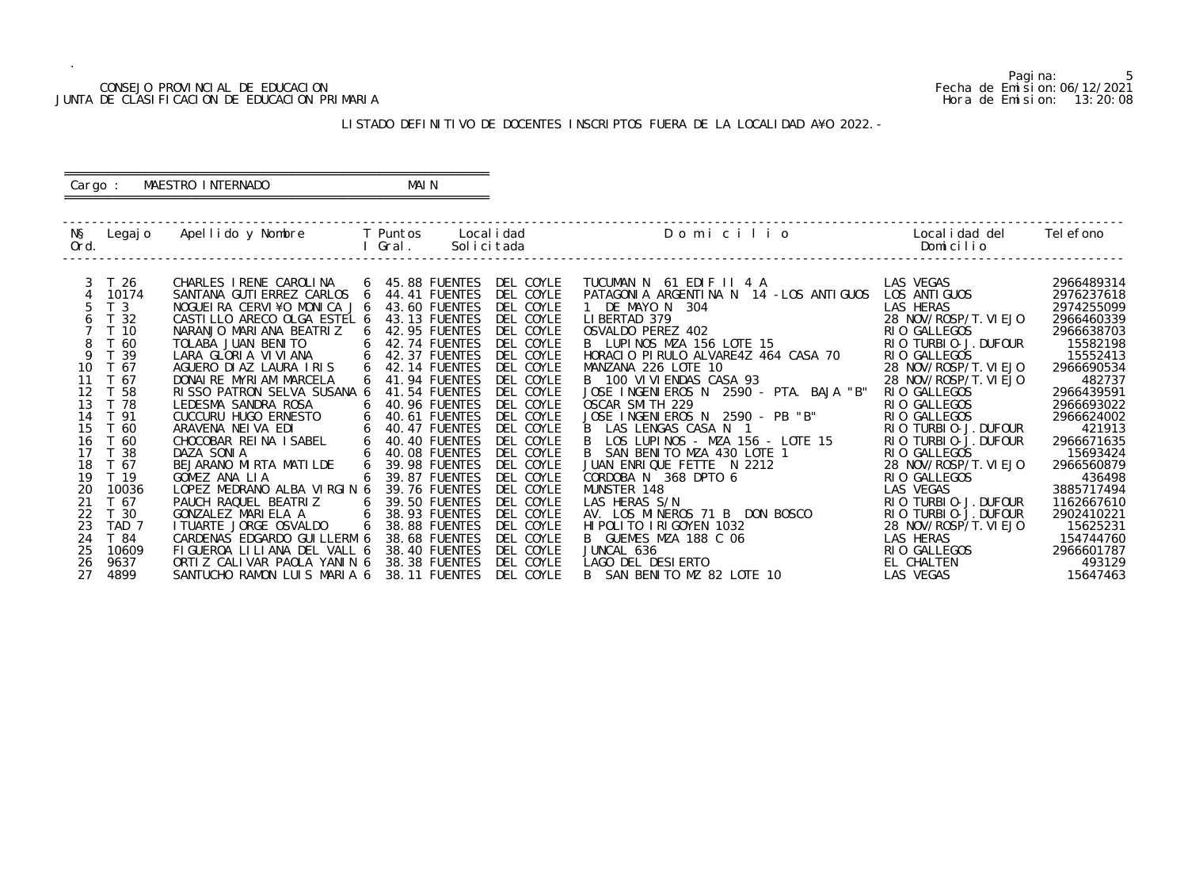CONSEJO PROVINCIAL DE EDUCACION
JUNTA DE CLASIFICACION DE EDUCACION PRIMARIA

Fecha de Emision: 06/12/2021
Hora de Emision: 13:20:08

## LISTADO DEFINITIVO DE DOCENTES INSCRIPTOS FUERA DE LA LOCALIDAD A¥O 2022.-

Cargo : MAESTRO INTERNADO MAIN

| Nº Ord. | Legajo | Apellido y Nombre | T I | Puntos Gral. | Localidad Solicitada | Domicilio | Localidad del Domicilio | Telefono |
|---|---|---|---|---|---|---|---|---|
| 3 | T 26 | CHARLES IRENE CAROLINA | 6 | 45.88 | FUENTES DEL COYLE | TUCUMAN N 61 EDIF II 4 A | LAS VEGAS | 2966489314 |
| 4 | 10174 | SANTANA GUTIERREZ CARLOS | 6 | 44.41 | FUENTES DEL COYLE | PATAGONIA ARGENTINA N 14 -LOS ANTIGUOS | LOS ANTIGUOS | 2976237618 |
| 5 | T 3 | NOGUEIRA CERVI¥O MONICA J | 6 | 43.60 | FUENTES DEL COYLE | 1 DE MAYO N 304 | LAS HERAS | 2974255099 |
| 6 | T 32 | CASTILLO ARECO OLGA ESTEL | 6 | 43.13 | FUENTES DEL COYLE | LIBERTAD 379 | 28 NOV/ROSP/T.VIEJO | 2966460339 |
| 7 | T 10 | NARANJO MARIANA BEATRIZ | 6 | 42.95 | FUENTES DEL COYLE | OSVALDO PEREZ 402 | RIO GALLEGOS | 2966638703 |
| 8 | T 60 | TOLABA JUAN BENITO | 6 | 42.74 | FUENTES DEL COYLE | B LUPINOS MZA 156 LOTE 15 | RIO TURBIO-J.DUFOUR | 15582198 |
| 9 | T 39 | LARA GLORIA VIVIANA | 6 | 42.37 | FUENTES DEL COYLE | HORACIO PIRULO ALVARE4Z 464 CASA 70 | RIO GALLEGOS | 15552413 |
| 10 | T 67 | AGUERO DIAZ LAURA IRIS | 6 | 42.14 | FUENTES DEL COYLE | MANZANA 226 LOTE 10 | 28 NOV/ROSP/T.VIEJO | 2966690534 |
| 11 | T 67 | DONAIRE MYRIAM MARCELA | 6 | 41.94 | FUENTES DEL COYLE | B 100 VIVIENDAS CASA 93 | 28 NOV/ROSP/T.VIEJO | 482737 |
| 12 | T 58 | RISSO PATRON SELVA SUSANA | 6 | 41.54 | FUENTES DEL COYLE | JOSE INGENIEROS N 2590 - PTA. BAJA "B" | RIO GALLEGOS | 2966439591 |
| 13 | T 78 | LEDESMA SANDRA ROSA | 6 | 40.96 | FUENTES DEL COYLE | OSCAR SMITH 229 | RIO GALLEGOS | 2966693022 |
| 14 | T 91 | CUCCURU HUGO ERNESTO | 6 | 40.61 | FUENTES DEL COYLE | JOSE INGENIEROS N 2590 - PB "B" | RIO GALLEGOS | 2966624002 |
| 15 | T 60 | ARAVENA NEIVA EDI | 6 | 40.47 | FUENTES DEL COYLE | B LAS LENGAS CASA N 1 | RIO TURBIO-J.DUFOUR | 421913 |
| 16 | T 60 | CHOCOBAR REINA ISABEL | 6 | 40.40 | FUENTES DEL COYLE | B LOS LUPINOS - MZA 156 - LOTE 15 | RIO TURBIO-J.DUFOUR | 2966671635 |
| 17 | T 38 | DAZA SONIA | 6 | 40.08 | FUENTES DEL COYLE | B SAN BENITO MZA 430 LOTE 1 | RIO GALLEGOS | 15693424 |
| 18 | T 67 | BEJARANO MIRTA MATILDE | 6 | 39.98 | FUENTES DEL COYLE | JUAN ENRIQUE FETTE N 2212 | 28 NOV/ROSP/T.VIEJO | 2966560879 |
| 19 | T 19 | GOMEZ ANA LIA | 6 | 39.87 | FUENTES DEL COYLE | CORDOBA N 368 DPTO 6 | RIO GALLEGOS | 436498 |
| 20 | 10036 | LOPEZ MEDRANO ALBA VIRGIN | 6 | 39.76 | FUENTES DEL COYLE | MUNSTER 148 | LAS VEGAS | 3885717494 |
| 21 | T 67 | PAUCH RAQUEL BEATRIZ | 6 | 39.50 | FUENTES DEL COYLE | LAS HERAS S/N | RIO TURBIO-J.DUFOUR | 1162667610 |
| 22 | T 30 | GONZALEZ MARIELA A | 6 | 38.93 | FUENTES DEL COYLE | AV. LOS MINEROS 71 B DON BOSCO | RIO TURBIO-J.DUFOUR | 2902410221 |
| 23 | TAD 7 | ITUARTE JORGE OSVALDO | 6 | 38.88 | FUENTES DEL COYLE | HIPOLITO IRIGOYEN 1032 | 28 NOV/ROSP/T.VIEJO | 15625231 |
| 24 | T 84 | CARDENAS EDGARDO GUILLERM | 6 | 38.68 | FUENTES DEL COYLE | B GUEMES MZA 188 C 06 | LAS HERAS | 154744760 |
| 25 | 10609 | FIGUEROA LILIANA DEL VALL | 6 | 38.40 | FUENTES DEL COYLE | JUNCAL 636 | RIO GALLEGOS | 2966601787 |
| 26 | 9637 | ORTIZ CALIVAR PAOLA YANIN | 6 | 38.38 | FUENTES DEL COYLE | LAGO DEL DESIERTO | EL CHALTEN | 493129 |
| 27 | 4899 | SANTUCHO RAMON LUIS MARIA | 6 | 38.11 | FUENTES DEL COYLE | B SAN BENITO MZ 82 LOTE 10 | LAS VEGAS | 15647463 |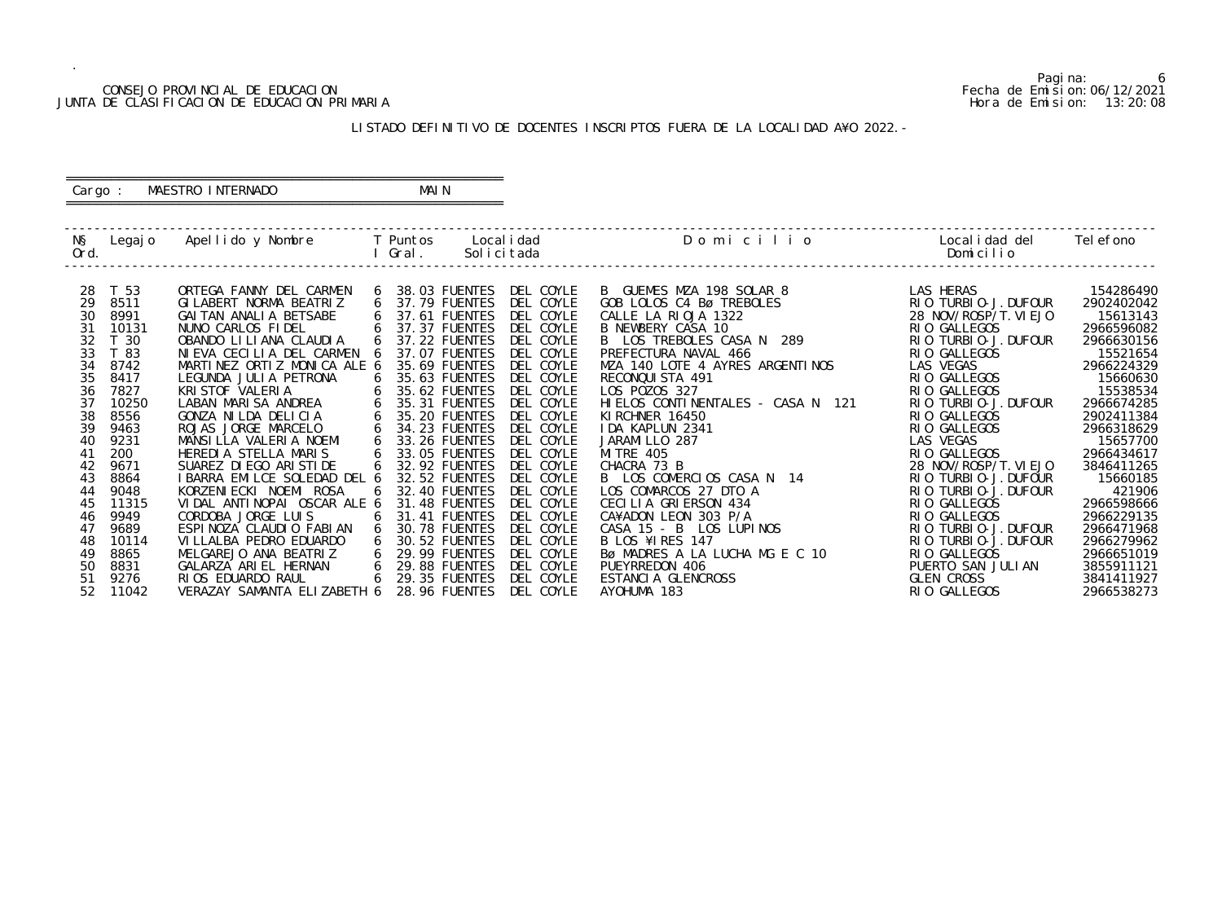CONSEJO PROVINCIAL DE EDUCACION
JUNTA DE CLASIFICACION DE EDUCACION PRIMARIA

Pagina: 6
Fecha de Emision: 06/12/2021
Hora de Emision: 13:20:08

LISTADO DEFINITIVO DE DOCENTES INSCRIPTOS FUERA DE LA LOCALIDAD A¥O 2022.-

Cargo : MAESTRO INTERNADO MAIN

| Nº Ord. | Legajo | Apellido y Nombre | T I | Puntos Gral. | Localidad Solicitada | D o m i c i l i o | Localidad del Domicilio | Telefono |
|---|---|---|---|---|---|---|---|---|
| 28 | T 53 | ORTEGA FANNY DEL CARMEN | 6 | 38.03 | FUENTES DEL COYLE | B GUEMES MZA 198 SOLAR 8 | LAS HERAS | 154286490 |
| 29 | 8511 | GILABERT NORMA BEATRIZ | 6 | 37.79 | FUENTES DEL COYLE | GOB LOLOS C4 Bø TREBOLES | RIO TURBIO-J.DUFOUR | 2902402042 |
| 30 | 8991 | GAITAN ANALIA BETSABE | 6 | 37.61 | FUENTES DEL COYLE | CALLE LA RIOJA 1322 | 28 NOV/ROSP/T.VIEJO | 15613143 |
| 31 | 10131 | NUNO CARLOS FIDEL | 6 | 37.37 | FUENTES DEL COYLE | B NEWBERY CASA 10 | RIO GALLEGOS | 2966596082 |
| 32 | T 30 | OBANDO LILIANA CLAUDIA | 6 | 37.22 | FUENTES DEL COYLE | B LOS TREBOLES CASA N 289 | RIO TURBIO-J.DUFOUR | 2966630156 |
| 33 | T 83 | NIEVA CECILIA DEL CARMEN | 6 | 37.07 | FUENTES DEL COYLE | PREFECTURA NAVAL 466 | RIO GALLEGOS | 15521654 |
| 34 | 8742 | MARTINEZ ORTIZ MONICA ALE | 6 | 35.69 | FUENTES DEL COYLE | MZA 140 LOTE 4 AYRES ARGENTINOS | LAS VEGAS | 2966224329 |
| 35 | 8417 | LEGUNDA JULIA PETRONA | 6 | 35.63 | FUENTES DEL COYLE | RECONQUISTA 491 | RIO GALLEGOS | 15660630 |
| 36 | 7827 | KRISTOF VALERIA | 6 | 35.62 | FUENTES DEL COYLE | LOS POZOS 327 | RIO GALLEGOS | 15538534 |
| 37 | 10250 | LABAN MARISA ANDREA | 6 | 35.31 | FUENTES DEL COYLE | HIELOS CONTINENTALES - CASA N 121 | RIO TURBIO-J.DUFOUR | 2966674285 |
| 38 | 8556 | GONZA NILDA DELICIA | 6 | 35.20 | FUENTES DEL COYLE | KIRCHNER 16450 | RIO GALLEGOS | 2902411384 |
| 39 | 9463 | ROJAS JORGE MARCELO | 6 | 34.23 | FUENTES DEL COYLE | IDA KAPLUN 2341 | RIO GALLEGOS | 2966318629 |
| 40 | 9231 | MANSILLA VALERIA NOEMI | 6 | 33.26 | FUENTES DEL COYLE | JARAMILLO 287 | LAS VEGAS | 15657700 |
| 41 | 200 | HEREDIA STELLA MARIS | 6 | 33.05 | FUENTES DEL COYLE | MITRE 405 | RIO GALLEGOS | 2966434617 |
| 42 | 9671 | SUAREZ DIEGO ARISTIDE | 6 | 32.92 | FUENTES DEL COYLE | CHACRA 73 B | 28 NOV/ROSP/T.VIEJO | 3846411265 |
| 43 | 8864 | IBARRA EMILCE SOLEDAD DEL | 6 | 32.52 | FUENTES DEL COYLE | B LOS COMERCIOS CASA N 14 | RIO TURBIO-J.DUFOUR | 15660185 |
| 44 | 9048 | KORZENIECKI NOEMI ROSA | 6 | 32.40 | FUENTES DEL COYLE | LOS COMARCOS 27 DTO A | RIO TURBIO-J.DUFOUR | 421906 |
| 45 | 11315 | VIDAL ANTINOPAI OSCAR ALE | 6 | 31.48 | FUENTES DEL COYLE | CECILIA GRIERSON 434 | RIO GALLEGOS | 2966598666 |
| 46 | 9949 | CORDOBA JORGE LUIS | 6 | 31.41 | FUENTES DEL COYLE | CA¥ADON LEON 303 P/A | RIO GALLEGOS | 2966229135 |
| 47 | 9689 | ESPINOZA CLAUDIO FABIAN | 6 | 30.78 | FUENTES DEL COYLE | CASA 15 - B LOS LUPINOS | RIO TURBIO-J.DUFOUR | 2966471968 |
| 48 | 10114 | VILLALBA PEDRO EDUARDO | 6 | 30.52 | FUENTES DEL COYLE | B LOS ¥IRES 147 | RIO TURBIO-J.DUFOUR | 2966279962 |
| 49 | 8865 | MELGAREJO ANA BEATRIZ | 6 | 29.99 | FUENTES DEL COYLE | Bø MADRES A LA LUCHA MG E C 10 | RIO GALLEGOS | 2966651019 |
| 50 | 8831 | GALARZA ARIEL HERNAN | 6 | 29.88 | FUENTES DEL COYLE | PUEYRREDON 406 | PUERTO SAN JULIAN | 3855911121 |
| 51 | 9276 | RIOS EDUARDO RAUL | 6 | 29.35 | FUENTES DEL COYLE | ESTANCIA GLENCROSS | GLEN CROSS | 3841411927 |
| 52 | 11042 | VERAZAY SAMANTA ELIZABETH | 6 | 28.96 | FUENTES DEL COYLE | AYOHUMA 183 | RIO GALLEGOS | 2966538273 |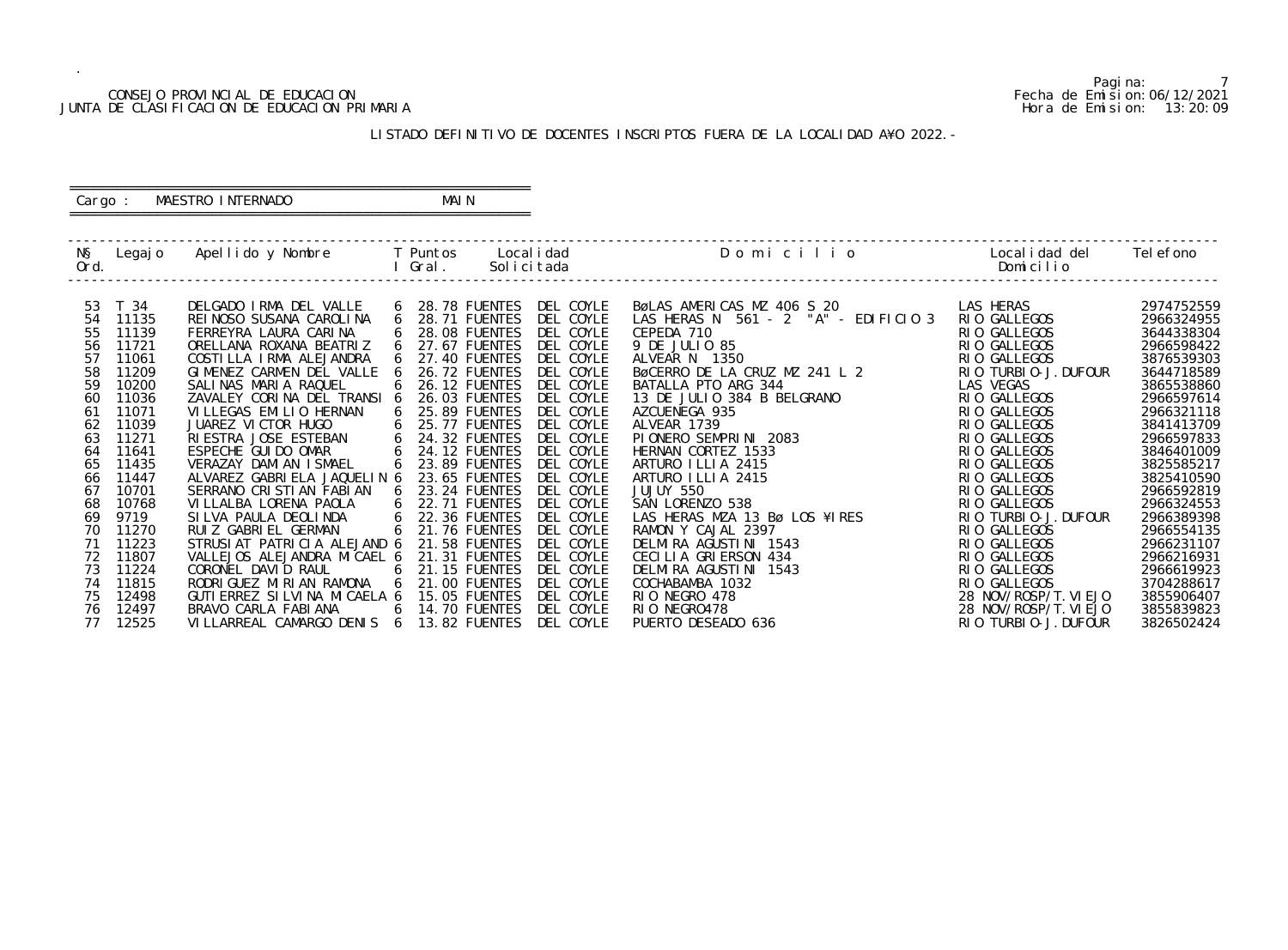CONSEJO PROVINCIAL DE EDUCACION
JUNTA DE CLASIFICACION DE EDUCACION PRIMARIA

Fecha de Emision: 06/12/2021
Hora de Emision: 13:20:09

LISTADO DEFINITIVO DE DOCENTES INSCRIPTOS FUERA DE LA LOCALIDAD AÑO 2022.-

Cargo : MAESTRO INTERNADO MAIN

| Nº Ord. | Legajo | Apellido y Nombre | T I | Puntos Gral. | Localidad Solicitada | Domicilio | Localidad del Domicilio | Telefono |
|---|---|---|---|---|---|---|---|---|
| 53 | T 34 | DELGADO IRMA DEL VALLE | 6 | 28.78 | FUENTES DEL COYLE | BºLAS AMERICAS MZ 406 S 20 | LAS HERAS | 2974752559 |
| 54 | 11135 | REINOSO SUSANA CAROLINA | 6 | 28.71 | FUENTES DEL COYLE | LAS HERAS N 561 - 2 "A" - EDIFICIO 3 | RIO GALLEGOS | 2966324955 |
| 55 | 11139 | FERREYRA LAURA CARINA | 6 | 28.08 | FUENTES DEL COYLE | CEPEDA 710 | RIO GALLEGOS | 3644338304 |
| 56 | 11721 | ORELLANA ROXANA BEATRIZ | 6 | 27.67 | FUENTES DEL COYLE | 9 DE JULIO 85 | RIO GALLEGOS | 2966598422 |
| 57 | 11061 | COSTILLA IRMA ALEJANDRA | 6 | 27.40 | FUENTES DEL COYLE | ALVEAR N 1350 | RIO GALLEGOS | 3876539303 |
| 58 | 11209 | GIMENEZ CARMEN DEL VALLE | 6 | 26.72 | FUENTES DEL COYLE | BºCERRO DE LA CRUZ MZ 241 L 2 | RIO TURBIO-J.DUFOUR | 3644718589 |
| 59 | 10200 | SALINAS MARIA RAQUEL | 6 | 26.12 | FUENTES DEL COYLE | BATALLA PTO ARG 344 | LAS VEGAS | 3865538860 |
| 60 | 11036 | ZAVALEY CORINA DEL TRANSI | 6 | 26.03 | FUENTES DEL COYLE | 13 DE JULIO 384 B BELGRANO | RIO GALLEGOS | 2966597614 |
| 61 | 11071 | VILLEGAS EMILIO HERNAN | 6 | 25.89 | FUENTES DEL COYLE | AZCUENEGA 935 | RIO GALLEGOS | 2966321118 |
| 62 | 11039 | JUAREZ VICTOR HUGO | 6 | 25.77 | FUENTES DEL COYLE | ALVEAR 1739 | RIO GALLEGOS | 3841413709 |
| 63 | 11271 | RIESTRA JOSE ESTEBAN | 6 | 24.32 | FUENTES DEL COYLE | PIONERO SEMPRINI 2083 | RIO GALLEGOS | 2966597833 |
| 64 | 11641 | ESPECHE GUIDO OMAR | 6 | 24.12 | FUENTES DEL COYLE | HERNAN CORTEZ 1533 | RIO GALLEGOS | 3846401009 |
| 65 | 11435 | VERAZAY DAMIAN ISMAEL | 6 | 23.89 | FUENTES DEL COYLE | ARTURO ILLIA 2415 | RIO GALLEGOS | 3825585217 |
| 66 | 11447 | ALVAREZ GABRIELA JAQUELIN | 6 | 23.65 | FUENTES DEL COYLE | ARTURO ILLIA 2415 | RIO GALLEGOS | 3825410590 |
| 67 | 10701 | SERRANO CRISTIAN FABIAN | 6 | 23.24 | FUENTES DEL COYLE | JUJUY 550 | RIO GALLEGOS | 2966592819 |
| 68 | 10768 | VILLALBA LORENA PAOLA | 6 | 22.71 | FUENTES DEL COYLE | SAN LORENZO 538 | RIO GALLEGOS | 2966324553 |
| 69 | 9719 | SILVA PAULA DEOLINDA | 6 | 22.36 | FUENTES DEL COYLE | LAS HERAS MZA 13 Bº LOS ¥IRES | RIO TURBIO-J.DUFOUR | 2966389398 |
| 70 | 11270 | RUIZ GABRIEL GERMAN | 6 | 21.76 | FUENTES DEL COYLE | RAMON Y CAJAL 2397 | RIO GALLEGOS | 2966554135 |
| 71 | 11223 | STRUSIAT PATRICIA ALEJAND | 6 | 21.58 | FUENTES DEL COYLE | DELMIRA AGUSTINI 1543 | RIO GALLEGOS | 2966231107 |
| 72 | 11807 | VALLEJOS ALEJANDRA MICAEL | 6 | 21.31 | FUENTES DEL COYLE | CECILIA GRIERSON 434 | RIO GALLEGOS | 2966216931 |
| 73 | 11224 | CORONEL DAVID RAUL | 6 | 21.15 | FUENTES DEL COYLE | DELMIRA AGUSTINI 1543 | RIO GALLEGOS | 2966619923 |
| 74 | 11815 | RODRIGUEZ MIRIAN RAMONA | 6 | 21.00 | FUENTES DEL COYLE | COCHABAMBA 1032 | RIO GALLEGOS | 3704288617 |
| 75 | 12498 | GUTIERREZ SILVINA MICAELA | 6 | 15.05 | FUENTES DEL COYLE | RIO NEGRO 478 | 28 NOV/ROSP/T.VIEJO | 3855906407 |
| 76 | 12497 | BRAVO CARLA FABIANA | 6 | 14.70 | FUENTES DEL COYLE | RIO NEGRO478 | 28 NOV/ROSP/T.VIEJO | 3855839823 |
| 77 | 12525 | VILLARREAL CAMARGO DENIS | 6 | 13.82 | FUENTES DEL COYLE | PUERTO DESEADO 636 | RIO TURBIO-J.DUFOUR | 3826502424 |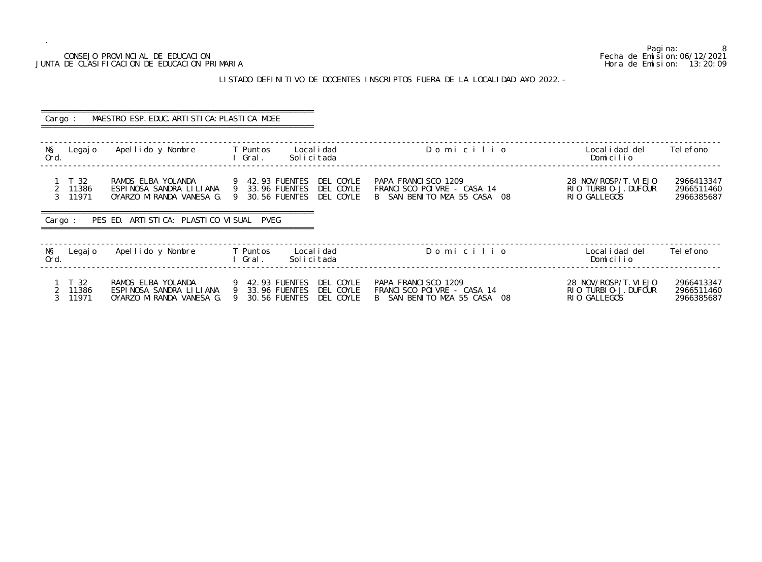CONSEJO PROVINCIAL DE EDUCACION
JUNTA DE CLASIFICACION DE EDUCACION PRIMARIA

Fecha de Emision: 06/12/2021
Hora de Emision: 13:20:09

## LISTADO DEFINITIVO DE DOCENTES INSCRIPTOS FUERA DE LA LOCALIDAD A¥O 2022.-

### Cargo : MAESTRO ESP. EDUC. ARTISTICA: PLASTICA MDEE

| N§ Ord. | Legajo | Apellido y Nombre | T I | Puntos Gral. | Localidad Solicitada | Domicilio | Localidad del Domicilio | Telefono |
|---|---|---|---|---|---|---|---|---|
| 1 | T 32 | RAMOS ELBA YOLANDA | 9 | 42.93 | FUENTES DEL COYLE | PAPA FRANCISCO 1209 | 28 NOV/ROSP/T.VIEJO | 2966413347 |
| 2 | 11386 | ESPINOSA SANDRA LILIANA | 9 | 33.96 | FUENTES DEL COYLE | FRANCISCO POIVRE - CASA 14 | RIO TURBIO-J.DUFOUR | 2966511460 |
| 3 | 11971 | OYARZO MIRANDA VANESA G. | 9 | 30.56 | FUENTES DEL COYLE | B SAN BENITO MZA 55 CASA 08 | RIO GALLEGOS | 2966385687 |

### Cargo : PES ED. ARTISTICA: PLASTICO VISUAL PVEG

| N§ Ord. | Legajo | Apellido y Nombre | T I | Puntos Gral. | Localidad Solicitada | Domicilio | Localidad del Domicilio | Telefono |
|---|---|---|---|---|---|---|---|---|
| 1 | T 32 | RAMOS ELBA YOLANDA | 9 | 42.93 | FUENTES DEL COYLE | PAPA FRANCISCO 1209 | 28 NOV/ROSP/T.VIEJO | 2966413347 |
| 2 | 11386 | ESPINOSA SANDRA LILIANA | 9 | 33.96 | FUENTES DEL COYLE | FRANCISCO POIVRE - CASA 14 | RIO TURBIO-J.DUFOUR | 2966511460 |
| 3 | 11971 | OYARZO MIRANDA VANESA G. | 9 | 30.56 | FUENTES DEL COYLE | B SAN BENITO MZA 55 CASA 08 | RIO GALLEGOS | 2966385687 |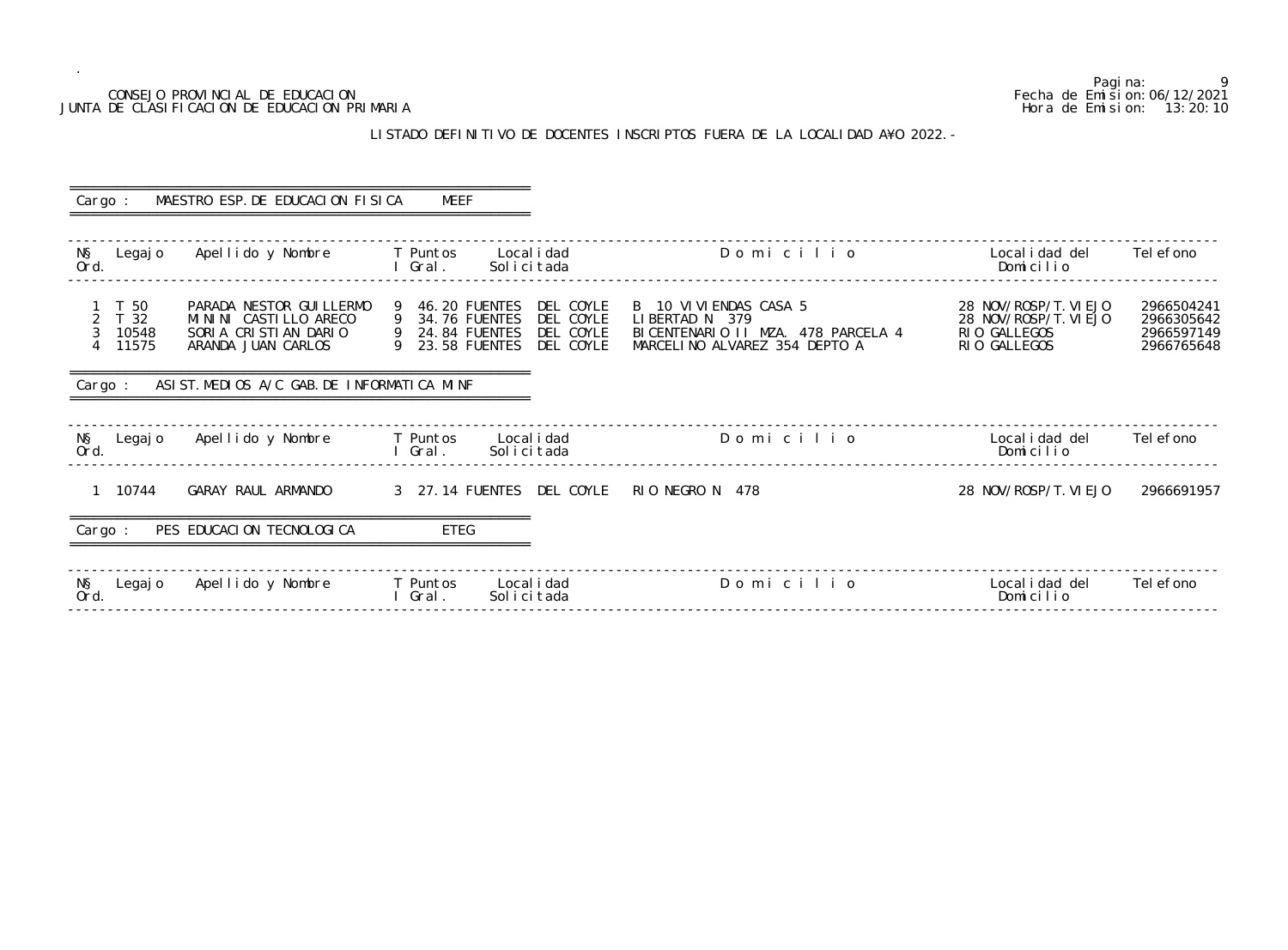CONSEJO PROVINCIAL DE EDUCACION
JUNTA DE CLASIFICACION DE EDUCACION PRIMARIA

Fecha de Emision: 06/12/2021
Hora de Emision: 13:20:10

## LISTADO DEFINITIVO DE DOCENTES INSCRIPTOS FUERA DE LA LOCALIDAD A¥O 2022.-

### Cargo : MAESTRO ESP.DE EDUCACION FISICA MEEF

| N§ Ord. | Legajo | Apellido y Nombre | T I | Puntos Gral. | Localidad Solicitada | Domicilio | Localidad del Domicilio | Telefono |
|---|---|---|---|---|---|---|---|---|
| 1 | T 50 | PARADA NESTOR GUILLERMO | 9 | 46.20 | FUENTES DEL COYLE | B 10 VIVIENDAS CASA 5 | 28 NOV/ROSP/T.VIEJO | 2966504241 |
| 2 | T 32 | MININI CASTILLO ARECO | 9 | 34.76 | FUENTES DEL COYLE | LIBERTAD N 379 | 28 NOV/ROSP/T.VIEJO | 2966305642 |
| 3 | 10548 | SORIA CRISTIAN DARIO | 9 | 24.84 | FUENTES DEL COYLE | BICENTENARIO II MZA. 478 PARCELA 4 | RIO GALLEGOS | 2966597149 |
| 4 | 11575 | ARANDA JUAN CARLOS | 9 | 23.58 | FUENTES DEL COYLE | MARCELINO ALVAREZ 354 DEPTO A | RIO GALLEGOS | 2966765648 |

### Cargo : ASIST.MEDIOS A/C GAB.DE INFORMATICA MINF

| N§ Ord. | Legajo | Apellido y Nombre | T I | Puntos Gral. | Localidad Solicitada | Domicilio | Localidad del Domicilio | Telefono |
|---|---|---|---|---|---|---|---|---|
| 1 | 10744 | GARAY RAUL ARMANDO | 3 | 27.14 | FUENTES DEL COYLE | RIO NEGRO N 478 | 28 NOV/ROSP/T.VIEJO | 2966691957 |

### Cargo : PES EDUCACION TECNOLOGICA ETEG

| N§ Ord. | Legajo | Apellido y Nombre | T I | Puntos Gral. | Localidad Solicitada | Domicilio | Localidad del Domicilio | Telefono |
|---|---|---|---|---|---|---|---|---|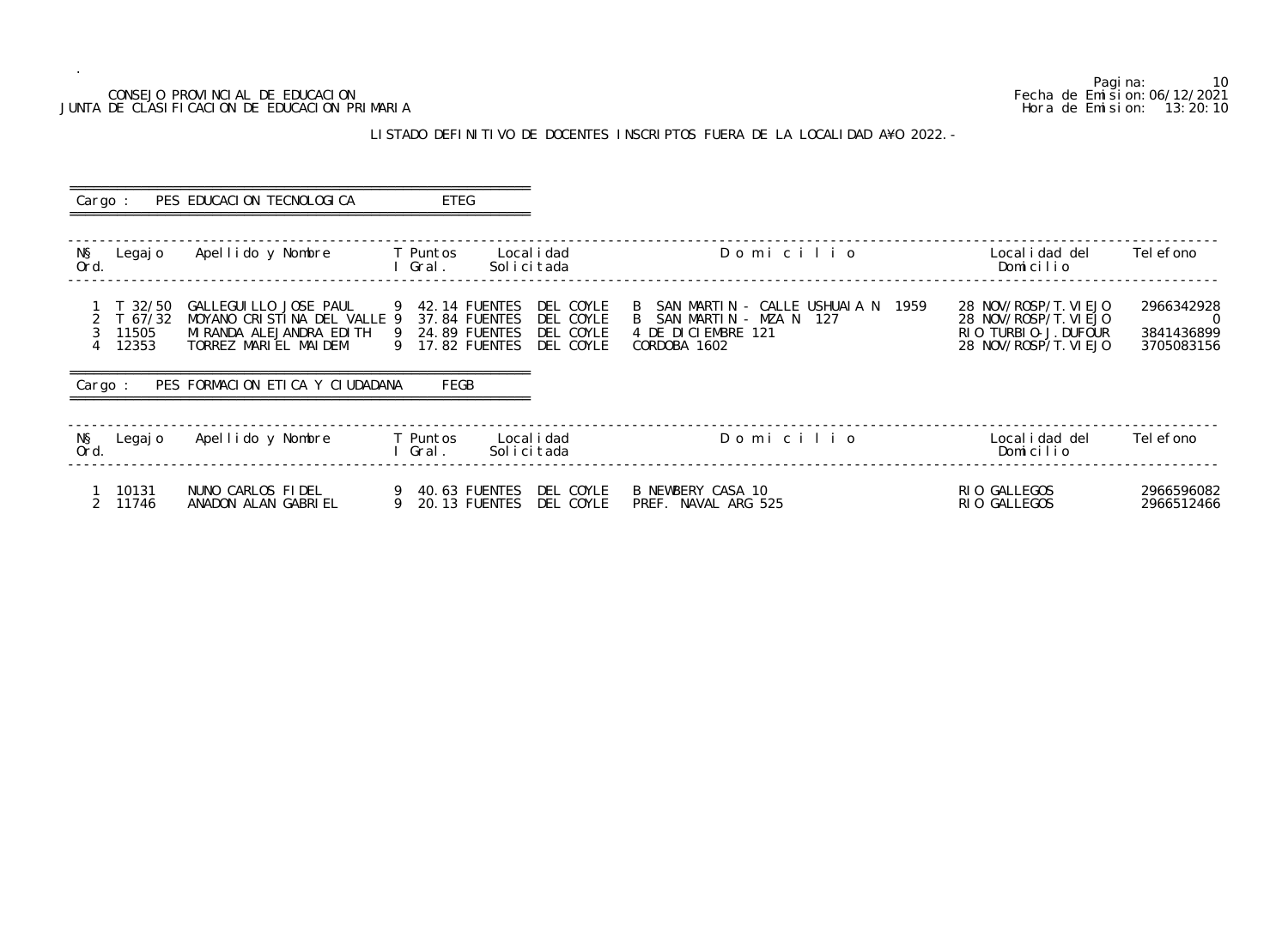CONSEJO PROVINCIAL DE EDUCACION
JUNTA DE CLASIFICACION DE EDUCACION PRIMARIA

Fecha de Emision: 06/12/2021
Hora de Emision: 13:20:10

## LISTADO DEFINITIVO DE DOCENTES INSCRIPTOS FUERA DE LA LOCALIDAD A¥O 2022.-

**Cargo : PES EDUCACION TECNOLOGICA ETEG**

| N§ Ord. | Legajo | Apellido y Nombre | T I | Puntos Gral. | Localidad Solicitada | Domicilio | Localidad del Domicilio | Telefono |
|---|---|---|---|---|---|---|---|---|
| 1 | T 32/50 | GALLEGUILLO JOSE PAUL | 9 | 42.14 | FUENTES DEL COYLE | B SAN MARTIN - CALLE USHUAIA N 1959 | 28 NOV/ROSP/T.VIEJO | 2966342928 |
| 2 | T 67/32 | MOYANO CRISTINA DEL VALLE | 9 | 37.84 | FUENTES DEL COYLE | B SAN MARTIN - MZA N 127 | 28 NOV/ROSP/T.VIEJO | 0 |
| 3 | 11505 | MIRANDA ALEJANDRA EDITH | 9 | 24.89 | FUENTES DEL COYLE | 4 DE DICIEMBRE 121 | RIO TURBIO-J.DUFOUR | 3841436899 |
| 4 | 12353 | TORREZ MARIEL MAIDEM | 9 | 17.82 | FUENTES DEL COYLE | CORDOBA 1602 | 28 NOV/ROSP/T.VIEJO | 3705083156 |

**Cargo : PES FORMACION ETICA Y CIUDADANA FEGB**

| N§ Ord. | Legajo | Apellido y Nombre | T I | Puntos Gral. | Localidad Solicitada | Domicilio | Localidad del Domicilio | Telefono |
|---|---|---|---|---|---|---|---|---|
| 1 | 10131 | NUNO CARLOS FIDEL | 9 | 40.63 | FUENTES DEL COYLE | B NEWBERY CASA 10 | RIO GALLEGOS | 2966596082 |
| 2 | 11746 | ANADON ALAN GABRIEL | 9 | 20.13 | FUENTES DEL COYLE | PREF. NAVAL ARG 525 | RIO GALLEGOS | 2966512466 |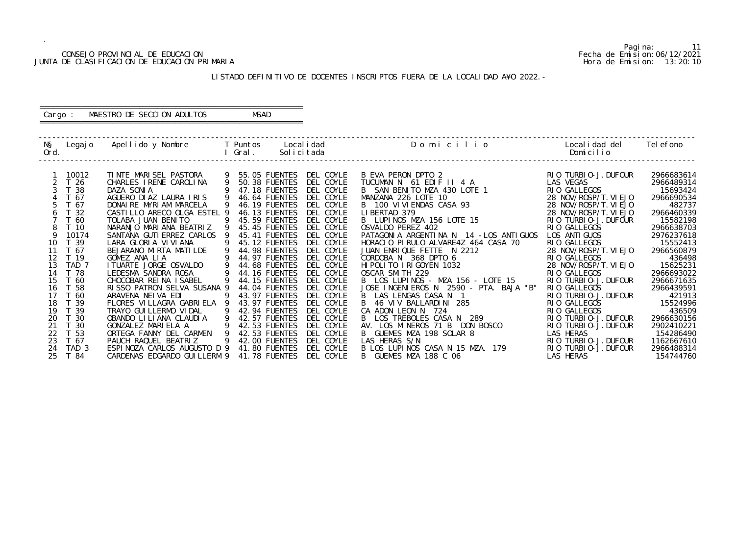CONSEJO PROVINCIAL DE EDUCACION
JUNTA DE CLASIFICACION DE EDUCACION PRIMARIA

Pagina: 11
Fecha de Emision: 06/12/2021
Hora de Emision: 13:20:10

LISTADO DEFINITIVO DE DOCENTES INSCRIPTOS FUERA DE LA LOCALIDAD AÑO 2022.-

Cargo : MAESTRO DE SECCION ADULTOS MSAD

| Nº Ord. | Legajo | Apellido y Nombre | T I | Puntos Gral. | Localidad Solicitada | Domicilio | Localidad del Domicilio | Telefono |
|---|---|---|---|---|---|---|---|---|
| 1 | 10012 | TINTE MARISEL PASTORA | 9 | 55.05 | FUENTES DEL COYLE | B EVA PERON DPTO 2 | RIO TURBIO-J.DUFOUR | 2966683614 |
| 2 | T 26 | CHARLES IRENE CAROLINA | 9 | 50.38 | FUENTES DEL COYLE | TUCUMAN N 61 EDIF II 4 A | LAS VEGAS | 2966489314 |
| 3 | T 38 | DAZA SONIA | 9 | 47.18 | FUENTES DEL COYLE | B SAN BENITO MZA 430 LOTE 1 | RIO GALLEGOS | 15693424 |
| 4 | T 67 | AGUERO DIAZ LAURA IRIS | 9 | 46.64 | FUENTES DEL COYLE | MANZANA 226 LOTE 10 | 28 NOV/ROSP/T.VIEJO | 2966690534 |
| 5 | T 67 | DONAIRE MYRIAM MARCELA | 9 | 46.19 | FUENTES DEL COYLE | B 100 VIVIENDAS CASA 93 | 28 NOV/ROSP/T.VIEJO | 482737 |
| 6 | T 32 | CASTILLO ARECO OLGA ESTEL | 9 | 46.13 | FUENTES DEL COYLE | LIBERTAD 379 | 28 NOV/ROSP/T.VIEJO | 2966460339 |
| 7 | T 60 | TOLABA JUAN BENITO | 9 | 45.59 | FUENTES DEL COYLE | B LUPINOS MZA 156 LOTE 15 | RIO TURBIO-J.DUFOUR | 15582198 |
| 8 | T 10 | NARANJO MARIANA BEATRIZ | 9 | 45.45 | FUENTES DEL COYLE | OSVALDO PEREZ 402 | RIO GALLEGOS | 2966638703 |
| 9 | 10174 | SANTANA GUTIERREZ CARLOS | 9 | 45.41 | FUENTES DEL COYLE | PATAGONIA ARGENTINA N 14 -LOS ANTIGUOS | LOS ANTIGUOS | 2976237618 |
| 10 | T 39 | LARA GLORIA VIVIANA | 9 | 45.12 | FUENTES DEL COYLE | HORACIO PIRULO ALVARE4Z 464 CASA 70 | RIO GALLEGOS | 15552413 |
| 11 | T 67 | BEJARANO MIRTA MATILDE | 9 | 44.98 | FUENTES DEL COYLE | JUAN ENRIQUE FETTE N 2212 | 28 NOV/ROSP/T.VIEJO | 2966560879 |
| 12 | T 19 | GOMEZ ANA LIA | 9 | 44.97 | FUENTES DEL COYLE | CORDOBA N 368 DPTO 6 | RIO GALLEGOS | 436498 |
| 13 | TAD 7 | ITUARTE JORGE OSVALDO | 9 | 44.68 | FUENTES DEL COYLE | HIPOLITO IRIGOYEN 1032 | 28 NOV/ROSP/T.VIEJO | 15625231 |
| 14 | T 78 | LEDESMA SANDRA ROSA | 9 | 44.16 | FUENTES DEL COYLE | OSCAR SMITH 229 | RIO GALLEGOS | 2966693022 |
| 15 | T 60 | CHOCOBAR REINA ISABEL | 9 | 44.15 | FUENTES DEL COYLE | B LOS LUPINOS - MZA 156 - LOTE 15 | RIO TURBIO-J.DUFOUR | 2966671635 |
| 16 | T 58 | RISSO PATRON SELVA SUSANA | 9 | 44.04 | FUENTES DEL COYLE | JOSE INGENIEROS N 2590 - PTA. BAJA "B" | RIO GALLEGOS | 2966439591 |
| 17 | T 60 | ARAVENA NEIVA EDI | 9 | 43.97 | FUENTES DEL COYLE | B LAS LENGAS CASA N 1 | RIO TURBIO-J.DUFOUR | 421913 |
| 18 | T 39 | FLORES VILLAGRA GABRIELA | 9 | 43.97 | FUENTES DEL COYLE | B 46 VIV BALLARDINI 285 | RIO GALLEGOS | 15524996 |
| 19 | T 39 | TRAYO GUILLERMO VIDAL | 9 | 42.94 | FUENTES DEL COYLE | CA ADON LEON N 724 | RIO GALLEGOS | 436509 |
| 20 | T 30 | OBANDO LILIANA CLAUDIA | 9 | 42.57 | FUENTES DEL COYLE | B LOS TREBOLES CASA N 289 | RIO TURBIO-J.DUFOUR | 2966630156 |
| 21 | T 30 | GONZALEZ MARIELA A | 9 | 42.53 | FUENTES DEL COYLE | AV. LOS MINEROS 71 B DON BOSCO | RIO TURBIO-J.DUFOUR | 2902410221 |
| 22 | T 53 | ORTEGA FANNY DEL CARMEN | 9 | 42.53 | FUENTES DEL COYLE | B GUEMES MZA 198 SOLAR 8 | LAS HERAS | 154286490 |
| 23 | T 67 | PAUCH RAQUEL BEATRIZ | 9 | 42.00 | FUENTES DEL COYLE | LAS HERAS S/N | RIO TURBIO-J.DUFOUR | 1162667610 |
| 24 | TAD 3 | ESPINOZA CARLOS AUGUSTO D | 9 | 41.80 | FUENTES DEL COYLE | B LOS LUPINOS CASA N 15 MZA. 179 | RIO TURBIO-J.DUFOUR | 2966488314 |
| 25 | T 84 | CARDENAS EDGARDO GUILLERM | 9 | 41.78 | FUENTES DEL COYLE | B GUEMES MZA 188 C 06 | LAS HERAS | 154744760 |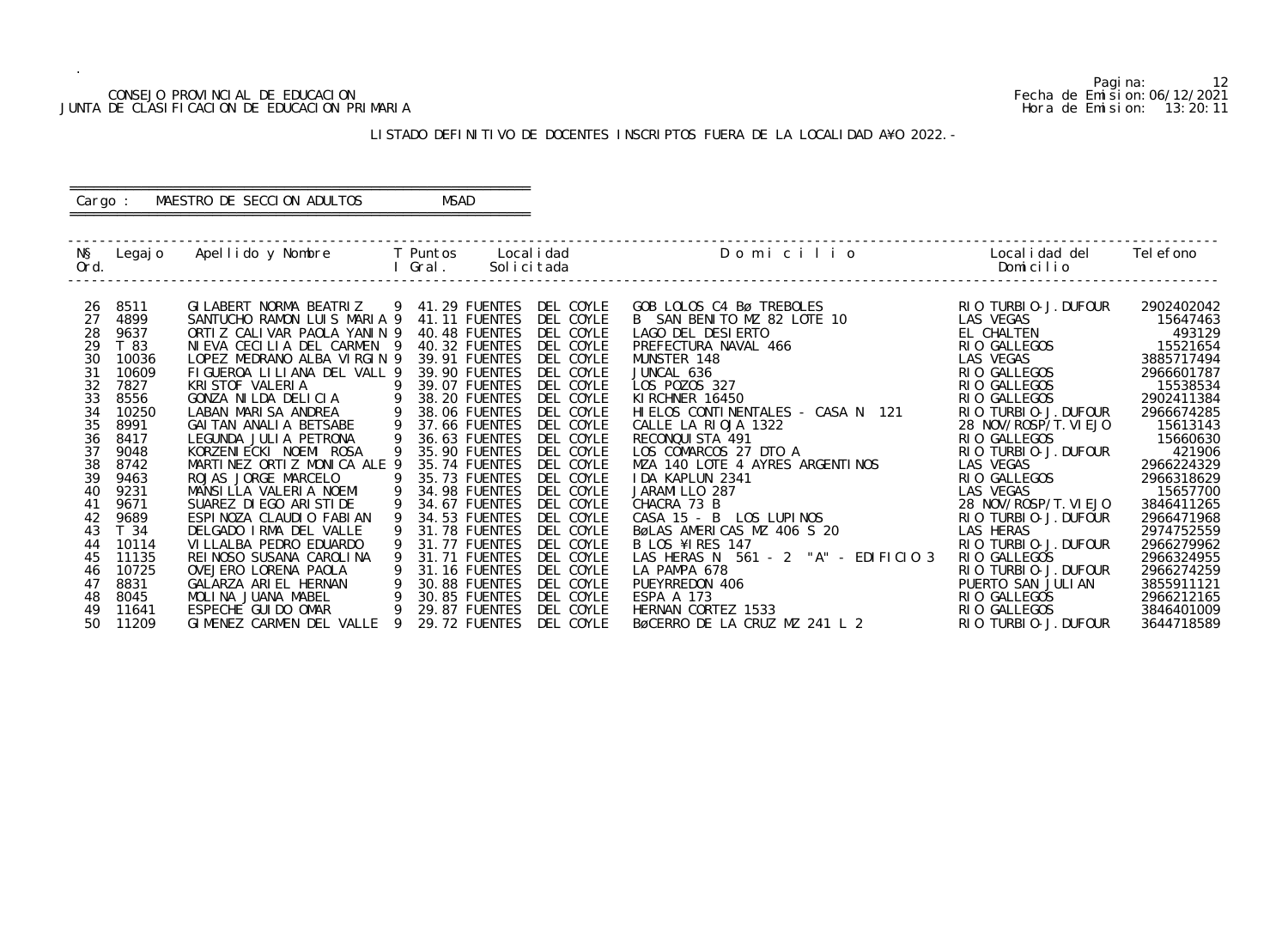CONSEJO PROVINCIAL DE EDUCACION
JUNTA DE CLASIFICACION DE EDUCACION PRIMARIA

Pagina: 12
Fecha de Emision: 06/12/2021
Hora de Emision: 13:20:11

LISTADO DEFINITIVO DE DOCENTES INSCRIPTOS FUERA DE LA LOCALIDAD A¥O 2022.-

Cargo : MAESTRO DE SECCION ADULTOS MSAD

| N§ Ord. | Legajo | Apellido y Nombre | T I | Puntos Gral. | Localidad Solicitada | Domicilio | Localidad del Domicilio | Telefono |
|---|---|---|---|---|---|---|---|---|
| 26 | 8511 | GILABERT NORMA BEATRIZ | 9 | 41.29 | FUENTES DEL COYLE | GOB LOLOS C4 BøTREBOLES | RIO TURBIO-J.DUFOUR | 2902402042 |
| 27 | 4899 | SANTUCHO RAMON LUIS MARIA | 9 | 41.11 | FUENTES DEL COYLE | B SAN BENITO MZ 82 LOTE 10 | LAS VEGAS | 15647463 |
| 28 | 9637 | ORTIZ CALIVAR PAOLA YANIN | 9 | 40.48 | FUENTES DEL COYLE | LAGO DEL DESIERTO | EL CHALTEN | 493129 |
| 29 | T 83 | NIEVA CECILIA DEL CARMEN | 9 | 40.32 | FUENTES DEL COYLE | PREFECTURA NAVAL 466 | RIO GALLEGOS | 15521654 |
| 30 | 10036 | LOPEZ MEDRANO ALBA VIRGIN | 9 | 39.91 | FUENTES DEL COYLE | MUNSTER 148 | LAS VEGAS | 3885717494 |
| 31 | 10609 | FIGUEROA LILIANA DEL VALL | 9 | 39.90 | FUENTES DEL COYLE | JUNCAL 636 | RIO GALLEGOS | 2966601787 |
| 32 | 7827 | KRISTOF VALERIA | 9 | 39.07 | FUENTES DEL COYLE | LOS POZOS 327 | RIO GALLEGOS | 15538534 |
| 33 | 8556 | GONZA NILDA DELICIA | 9 | 38.20 | FUENTES DEL COYLE | KIRCHNER 16450 | RIO GALLEGOS | 2902411384 |
| 34 | 10250 | LABAN MARISA ANDREA | 9 | 38.06 | FUENTES DEL COYLE | HIELOS CONTINENTALES - CASA N 121 | RIO TURBIO-J.DUFOUR | 2966674285 |
| 35 | 8991 | GAITAN ANALIA BETSABE | 9 | 37.66 | FUENTES DEL COYLE | CALLE LA RIOJA 1322 | 28 NOV/ROSP/T.VIEJO | 15613143 |
| 36 | 8417 | LEGUNDA JULIA PETRONA | 9 | 36.63 | FUENTES DEL COYLE | RECONQUISTA 491 | RIO GALLEGOS | 15660630 |
| 37 | 9048 | KORZENIECKI NOEMI ROSA | 9 | 35.90 | FUENTES DEL COYLE | LOS COMARCOS 27 DTO A | RIO TURBIO-J.DUFOUR | 421906 |
| 38 | 8742 | MARTINEZ ORTIZ MONICA ALE | 9 | 35.74 | FUENTES DEL COYLE | MZA 140 LOTE 4 AYRES ARGENTINOS | LAS VEGAS | 2966224329 |
| 39 | 9463 | ROJAS JORGE MARCELO | 9 | 35.73 | FUENTES DEL COYLE | IDA KAPLUN 2341 | RIO GALLEGOS | 2966318629 |
| 40 | 9231 | MANSILLA VALERIA NOEMI | 9 | 34.98 | FUENTES DEL COYLE | JARAMILLO 287 | LAS VEGAS | 15657700 |
| 41 | 9671 | SUAREZ DIEGO ARISTIDE | 9 | 34.67 | FUENTES DEL COYLE | CHACRA 73 B | 28 NOV/ROSP/T.VIEJO | 3846411265 |
| 42 | 9689 | ESPINOZA CLAUDIO FABIAN | 9 | 34.53 | FUENTES DEL COYLE | CASA 15 - B LOS LUPINOS | RIO TURBIO-J.DUFOUR | 2966471968 |
| 43 | T 34 | DELGADO IRMA DEL VALLE | 9 | 31.78 | FUENTES DEL COYLE | BøLAS AMERICAS MZ 406 S 20 | LAS HERAS | 2974752559 |
| 44 | 10114 | VILLALBA PEDRO EDUARDO | 9 | 31.77 | FUENTES DEL COYLE | B LOS ¥IRES 147 | RIO TURBIO-J.DUFOUR | 2966279962 |
| 45 | 11135 | REINOSO SUSANA CAROLINA | 9 | 31.71 | FUENTES DEL COYLE | LAS HERAS N 561 - 2 "A" - EDIFICIO 3 | RIO GALLEGOS | 2966324955 |
| 46 | 10725 | OVEJERO LORENA PAOLA | 9 | 31.16 | FUENTES DEL COYLE | LA PAMPA 678 | RIO TURBIO-J.DUFOUR | 2966274259 |
| 47 | 8831 | GALARZA ARIEL HERNAN | 9 | 30.88 | FUENTES DEL COYLE | PUEYRREDON 406 | PUERTO SAN JULIAN | 3855911121 |
| 48 | 8045 | MOLINA JUANA MABEL | 9 | 30.85 | FUENTES DEL COYLE | ESPA A 173 | RIO GALLEGOS | 2966212165 |
| 49 | 11641 | ESPECHE GUIDO OMAR | 9 | 29.87 | FUENTES DEL COYLE | HERNAN CORTEZ 1533 | RIO GALLEGOS | 3846401009 |
| 50 | 11209 | GIMENEZ CARMEN DEL VALLE | 9 | 29.72 | FUENTES DEL COYLE | BøCERRO DE LA CRUZ MZ 241 L 2 | RIO TURBIO-J.DUFOUR | 3644718589 |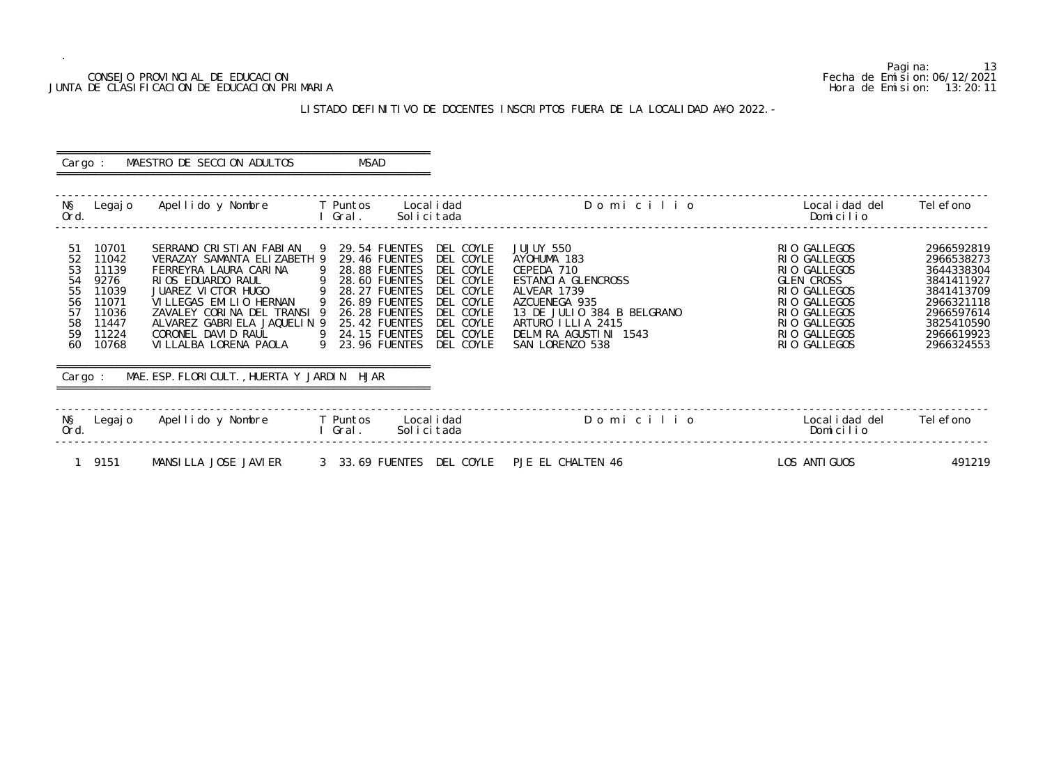CONSEJO PROVINCIAL DE EDUCACION
JUNTA DE CLASIFICACION DE EDUCACION PRIMARIA

Fecha de Emision:06/12/2021
Hora de Emision: 13:20:11

LISTADO DEFINITIVO DE DOCENTES INSCRIPTOS FUERA DE LA LOCALIDAD A¥O 2022.-

Cargo : MAESTRO DE SECCION ADULTOS MSAD

| N§ Ord. | Legajo | Apellido y Nombre | T I | Puntos Gral. | Localidad Solicitada | Domicilio | Localidad del Domicilio | Telefono |
|---|---|---|---|---|---|---|---|---|
| 51 | 10701 | SERRANO CRISTIAN FABIAN | 9 | 29.54 | FUENTES DEL COYLE | JUJUY 550 | RIO GALLEGOS | 2966592819 |
| 52 | 11042 | VERAZAY SAMANTA ELIZABETH | 9 | 29.46 | FUENTES DEL COYLE | AYOHUMA 183 | RIO GALLEGOS | 2966538273 |
| 53 | 11139 | FERREYRA LAURA CARINA | 9 | 28.88 | FUENTES DEL COYLE | CEPEDA 710 | RIO GALLEGOS | 3644338304 |
| 54 | 9276 | RIOS EDUARDO RAUL | 9 | 28.60 | FUENTES DEL COYLE | ESTANCIA GLENCROSS | GLEN CROSS | 3841411927 |
| 55 | 11039 | JUAREZ VICTOR HUGO | 9 | 28.27 | FUENTES DEL COYLE | ALVEAR 1739 | RIO GALLEGOS | 3841413709 |
| 56 | 11071 | VILLEGAS EMILIO HERNAN | 9 | 26.89 | FUENTES DEL COYLE | AZCUENEGA 935 | RIO GALLEGOS | 2966321118 |
| 57 | 11036 | ZAVALEY CORINA DEL TRANSI | 9 | 26.28 | FUENTES DEL COYLE | 13 DE JULIO 384 B BELGRANO | RIO GALLEGOS | 2966597614 |
| 58 | 11447 | ALVAREZ GABRIELA JAQUELIN | 9 | 25.42 | FUENTES DEL COYLE | ARTURO ILLIA 2415 | RIO GALLEGOS | 3825410590 |
| 59 | 11224 | CORONEL DAVID RAUL | 9 | 24.15 | FUENTES DEL COYLE | DELMIRA AGUSTINI 1543 | RIO GALLEGOS | 2966619923 |
| 60 | 10768 | VILLALBA LORENA PAOLA | 9 | 23.96 | FUENTES DEL COYLE | SAN LORENZO 538 | RIO GALLEGOS | 2966324553 |

Cargo : MAE.ESP.FLORICULT.,HUERTA Y JARDIN HJAR

| N§ Ord. | Legajo | Apellido y Nombre | T I | Puntos Gral. | Localidad Solicitada | Domicilio | Localidad del Domicilio | Telefono |
|---|---|---|---|---|---|---|---|---|
| 1 | 9151 | MANSILLA JOSE JAVIER | 3 | 33.69 | FUENTES DEL COYLE | PJE EL CHALTEN 46 | LOS ANTIGUOS | 491219 |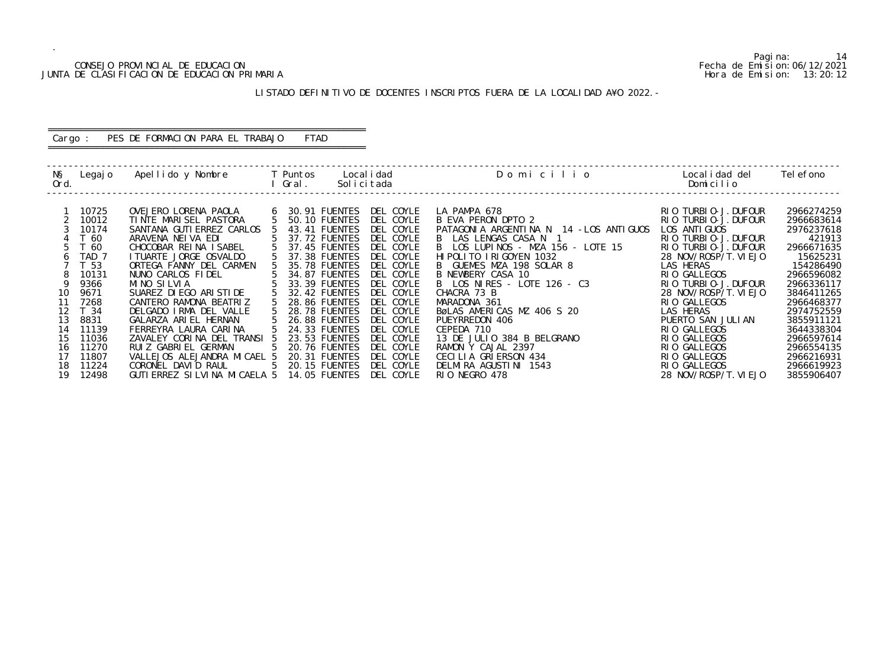CONSEJO PROVINCIAL DE EDUCACION
JUNTA DE CLASIFICACION DE EDUCACION PRIMARIA

Fecha de Emision: 06/12/2021
Hora de Emision: 13:20:12

LISTADO DEFINITIVO DE DOCENTES INSCRIPTOS FUERA DE LA LOCALIDAD A¥O 2022.-

Cargo : PES DE FORMACION PARA EL TRABAJO FTAD

| Nº Ord. | Legajo | Apellido y Nombre | TI | Puntos Gral. | Localidad Solicitada | Domicilio | Localidad del Domicilio | Telefono |
|---|---|---|---|---|---|---|---|---|
| 1 | 10725 | OVEJERO LORENA PAOLA | 6 | 30.91 | FUENTES DEL COYLE | LA PAMPA 678 | RIO TURBIO-J.DUFOUR | 2966274259 |
| 2 | 10012 | TINTE MARISEL PASTORA | 5 | 50.10 | FUENTES DEL COYLE | B EVA PERON DPTO 2 | RIO TURBIO-J.DUFOUR | 2966683614 |
| 3 | 10174 | SANTANA GUTIERREZ CARLOS | 5 | 43.41 | FUENTES DEL COYLE | PATAGONIA ARGENTINA N 14 -LOS ANTIGUOS | LOS ANTIGUOS | 2976237618 |
| 4 | T 60 | ARAVENA NEIVA EDI | 5 | 37.72 | FUENTES DEL COYLE | B LAS LENGAS CASA N 1 | RIO TURBIO-J.DUFOUR | 421913 |
| 5 | T 60 | CHOCOBAR REINA ISABEL | 5 | 37.45 | FUENTES DEL COYLE | B LOS LUPINOS - MZA 156 - LOTE 15 | RIO TURBIO-J.DUFOUR | 2966671635 |
| 6 | TAD 7 | ITUARTE JORGE OSVALDO | 5 | 37.38 | FUENTES DEL COYLE | HIPOLITO IRIGOYEN 1032 | 28 NOV/ROSP/T.VIEJO | 15625231 |
| 7 | T 53 | ORTEGA FANNY DEL CARMEN | 5 | 35.78 | FUENTES DEL COYLE | B GUEMES MZA 198 SOLAR 8 | LAS HERAS | 154286490 |
| 8 | 10131 | NUNO CARLOS FIDEL | 5 | 34.87 | FUENTES DEL COYLE | B NEWBERY CASA 10 | RIO GALLEGOS | 2966596082 |
| 9 | 9366 | MINO SILVIA | 5 | 33.39 | FUENTES DEL COYLE | B LOS NIRES - LOTE 126 - C3 | RIO TURBIO-J.DUFOUR | 2966336117 |
| 10 | 9671 | SUAREZ DIEGO ARISTIDE | 5 | 32.42 | FUENTES DEL COYLE | CHACRA 73 B | 28 NOV/ROSP/T.VIEJO | 3846411265 |
| 11 | 7268 | CANTERO RAMONA BEATRIZ | 5 | 28.86 | FUENTES DEL COYLE | MARADONA 361 | RIO GALLEGOS | 2966468377 |
| 12 | T 34 | DELGADO IRMA DEL VALLE | 5 | 28.78 | FUENTES DEL COYLE | BøLAS AMERICAS MZ 406 S 20 | LAS HERAS | 2974752559 |
| 13 | 8831 | GALARZA ARIEL HERNAN | 5 | 26.88 | FUENTES DEL COYLE | PUEYRREDON 406 | PUERTO SAN JULIAN | 3855911121 |
| 14 | 11139 | FERREYRA LAURA CARINA | 5 | 24.33 | FUENTES DEL COYLE | CEPEDA 710 | RIO GALLEGOS | 3644338304 |
| 15 | 11036 | ZAVALEY CORINA DEL TRANSI | 5 | 23.53 | FUENTES DEL COYLE | 13 DE JULIO 384 B BELGRANO | RIO GALLEGOS | 2966597614 |
| 16 | 11270 | RUIZ GABRIEL GERMAN | 5 | 20.76 | FUENTES DEL COYLE | RAMON Y CAJAL 2397 | RIO GALLEGOS | 2966554135 |
| 17 | 11807 | VALLEJOS ALEJANDRA MICAEL | 5 | 20.31 | FUENTES DEL COYLE | CECILIA GRIERSON 434 | RIO GALLEGOS | 2966216931 |
| 18 | 11224 | CORONEL DAVID RAUL | 5 | 20.15 | FUENTES DEL COYLE | DELMIRA AGUSTINI 1543 | RIO GALLEGOS | 2966619923 |
| 19 | 12498 | GUTIERREZ SILVINA MICAELA | 5 | 14.05 | FUENTES DEL COYLE | RIO NEGRO 478 | 28 NOV/ROSP/T.VIEJO | 3855906407 |